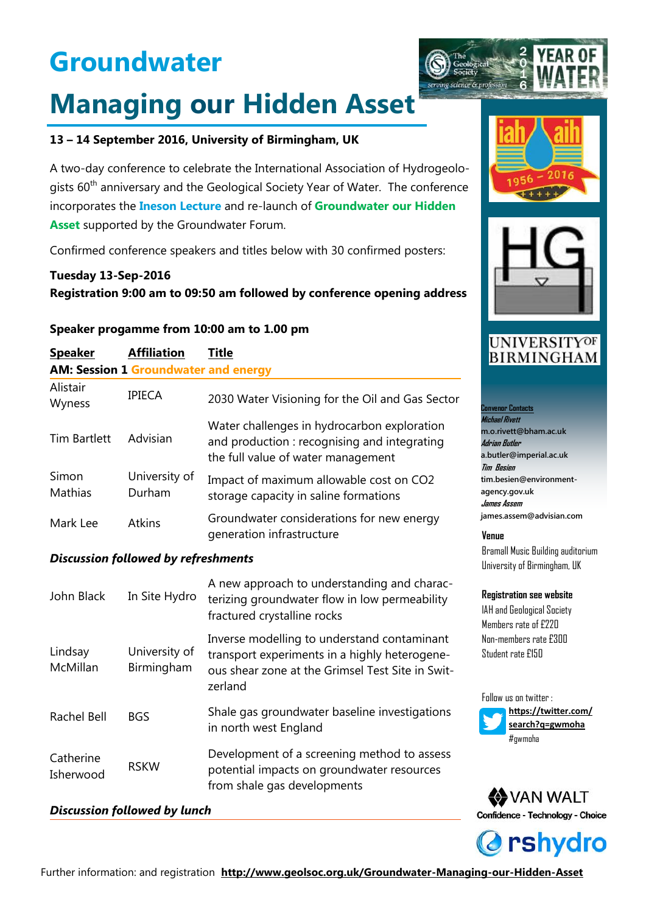# Groundwater

# Managing our Hidden Asset

**13 – 14 September 2016, University of Birmingham, UK**

A two-day conference to celebrate the International Association of Hydrogeologists 60th anniversary and the Geological Society Year of Water. The conference incorporates the **Ineson Lecture** and re-launch of **Groundwater our Hidden Asset** supported by the Groundwater Forum.

Confirmed conference speakers and titles below with 30 confirmed posters:

**Tuesday 13-Sep-2016**
**Registration 9:00 am to 09:50 am followed by conference opening address**

**Speaker progamme from 10:00 am to 1.00 pm**

| Speaker | Affiliation | Title |
|---|---|---|
| **AM: Session 1 Groundwater and energy** | | |
| Alistair Wyness | IPIECA | 2030 Water Visioning for the Oil and Gas Sector |
| Tim Bartlett | Advisian | Water challenges in hydrocarbon exploration and production : recognising and integrating the full value of water management |
| Simon Mathias | University of Durham | Impact of maximum allowable cost on CO2 storage capacity in saline formations |
| Mark Lee | Atkins | Groundwater considerations for new energy generation infrastructure |
| ***Discussion followed by refreshments*** | | |
| John Black | In Site Hydro | A new approach to understanding and characterizing groundwater flow in low permeability fractured crystalline rocks |
| Lindsay McMillan | University of Birmingham | Inverse modelling to understand contaminant transport experiments in a highly heterogeneous shear zone at the Grimsel Test Site in Switzerland |
| Rachel Bell | BGS | Shale gas groundwater baseline investigations in north west England |
| Catherine Isherwood | RSKW | Development of a screening method to assess potential impacts on groundwater resources from shale gas developments |

***Discussion followed by lunch***

The Geological Society — serving science & profession
2016 YEAR OF WATER

iah aih 1956 – 2016

HG

UNIVERSITY OF BIRMINGHAM

**Convenor Contacts**
*Michael Rivett*
m.o.rivett@bham.ac.uk
*Adrian Butler*
a.butler@imperial.ac.uk
*Tim Besien*
tim.besien@environment-agency.gov.uk
*James Assem*
james.assem@advisian.com

**Venue**
Bramall Music Building auditorium
University of Birmingham, UK

**Registration see website**
IAH and Geological Society Members rate of £220
Non-members rate £300
Student rate £150

Follow us on twitter :
https://twitter.com/search?q=gwmoha
#gwmoha

VAN WALT
Confidence - Technology - Choice

rshydro

Further information: and registration **http://www.geolsoc.org.uk/Groundwater-Managing-our-Hidden-Asset**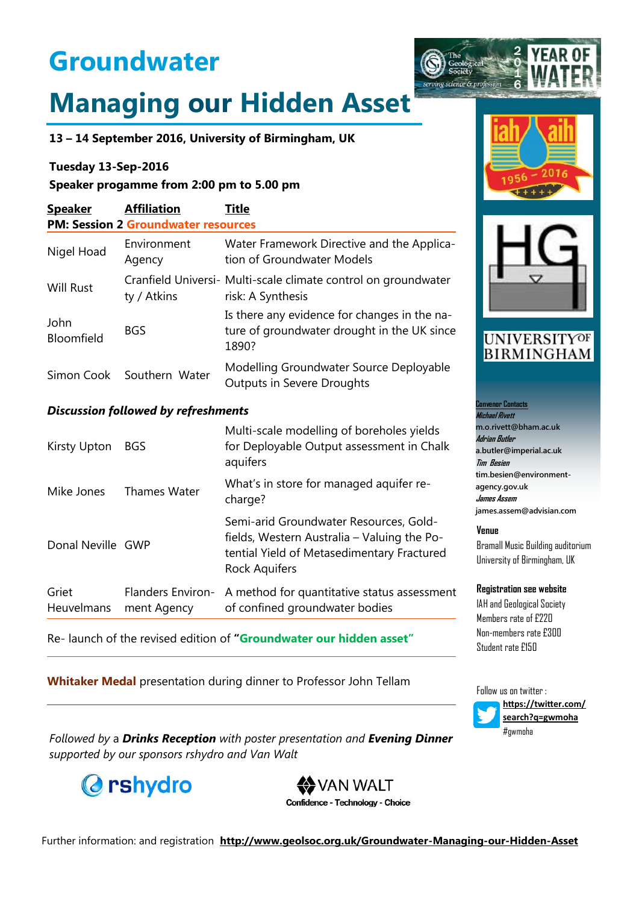# Groundwater

# Managing our Hidden Asset

**13 – 14 September 2016, University of Birmingham, UK**

**Tuesday 13-Sep-2016**

**Speaker progamme from 2:00 pm to 5.00 pm**

| Speaker | Affiliation | Title |
|---|---|---|
| **PM: Session 2 Groundwater resources** | | |
| Nigel Hoad | Environment Agency | Water Framework Directive and the Application of Groundwater Models |
| Will Rust | Cranfield University / Atkins | Multi-scale climate control on groundwater risk: A Synthesis |
| John Bloomfield | BGS | Is there any evidence for changes in the nature of groundwater drought in the UK since 1890? |
| Simon Cook | Southern Water | Modelling Groundwater Source Deployable Outputs in Severe Droughts |
| ***Discussion followed by refreshments*** | | |
| Kirsty Upton | BGS | Multi-scale modelling of boreholes yields for Deployable Output assessment in Chalk aquifers |
| Mike Jones | Thames Water | What's in store for managed aquifer recharge? |
| Donal Neville | GWP | Semi-arid Groundwater Resources, Goldfields, Western Australia – Valuing the Potential Yield of Metasedimentary Fractured Rock Aquifers |
| Griet Heuvelmans | Flanders Environment Agency | A method for quantitative status assessment of confined groundwater bodies |

Re- launch of the revised edition of **"Groundwater our hidden asset"**

**Whitaker Medal** presentation during dinner to Professor John Tellam

*Followed by a **Drinks Reception** with poster presentation and **Evening Dinner** supported by our sponsors rshydro and Van Walt*

rshydro

VAN WALT
Confidence - Technology - Choice

The Geological Society — serving science & profession
2016 YEAR OF WATER

iah aih 1956 – 2016

HG

UNIVERSITY OF BIRMINGHAM

**Convenor Contacts**

*Michael Rivett*
m.o.rivett@bham.ac.uk

*Adrian Butler*
a.butler@imperial.ac.uk

*Tim Besien*
tim.besien@environment-agency.gov.uk

*James Assem*
james.assem@advisian.com

**Venue**

Bramall Music Building auditorium
University of Birmingham, UK

**Registration see website**

IAH and Geological Society Members rate of £220
Non-members rate £300
Student rate £150

Follow us on twitter :
https://twitter.com/search?q=gwmoha
#gwmoha

Further information: and registration **http://www.geolsoc.org.uk/Groundwater-Managing-our-Hidden-Asset**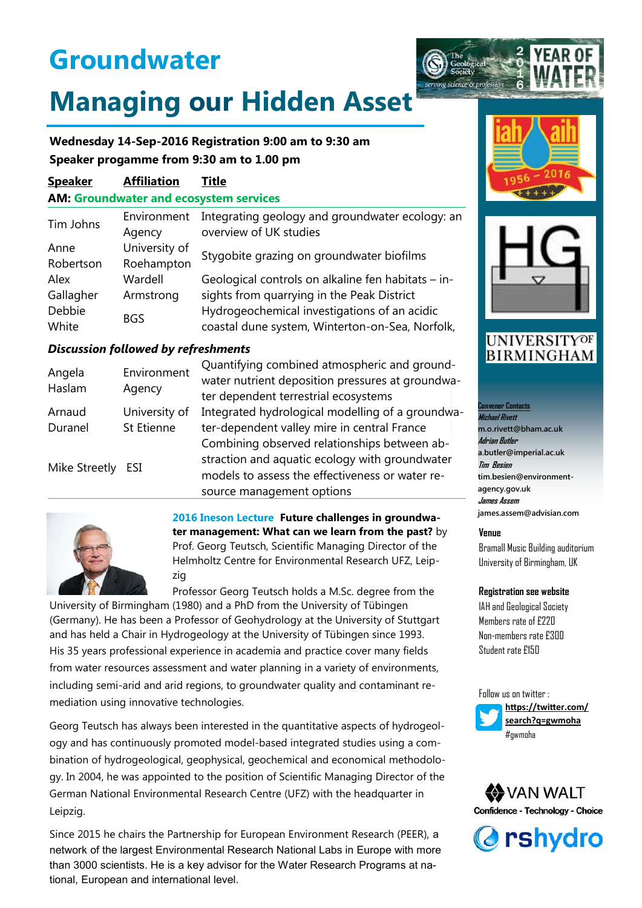# Groundwater

# Managing our Hidden Asset

**Wednesday 14-Sep-2016 Registration 9:00 am to 9:30 am**
**Speaker progamme from 9:30 am to 1.00 pm**

| Speaker | Affiliation | Title |
|---|---|---|
| **AM: Groundwater and ecosystem services** | | |
| Tim Johns | Environment Agency | Integrating geology and groundwater ecology: an overview of UK studies |
| Anne Robertson | University of Roehampton | Stygobite grazing on groundwater biofilms |
| Alex Gallagher | Wardell Armstrong | Geological controls on alkaline fen habitats – insights from quarrying in the Peak District |
| Debbie White | BGS | Hydrogeochemical investigations of an acidic coastal dune system, Winterton-on-Sea, Norfolk, |
| ***Discussion followed by refreshments*** | | |
| Angela Haslam | Environment Agency | Quantifying combined atmospheric and groundwater nutrient deposition pressures at groundwater dependent terrestrial ecosystems |
| Arnaud Duranel | University of St Etienne | Integrated hydrological modelling of a groundwater-dependent valley mire in central France |
| Mike Streetly | ESI | Combining observed relationships between abstraction and aquatic ecology with groundwater models to assess the effectiveness or water resource management options |

**2016 Ineson Lecture** **Future challenges in groundwater management: What can we learn from the past?** by Prof. Georg Teutsch, Scientific Managing Director of the Helmholtz Centre for Environmental Research UFZ, Leipzig

Professor Georg Teutsch holds a M.Sc. degree from the University of Birmingham (1980) and a PhD from the University of Tübingen (Germany). He has been a Professor of Geohydrology at the University of Stuttgart and has held a Chair in Hydrogeology at the University of Tübingen since 1993. His 35 years professional experience in academia and practice cover many fields from water resources assessment and water planning in a variety of environments, including semi-arid and arid regions, to groundwater quality and contaminant remediation using innovative technologies.

Georg Teutsch has always been interested in the quantitative aspects of hydrogeology and has continuously promoted model-based integrated studies using a combination of hydrogeological, geophysical, geochemical and economical methodology. In 2004, he was appointed to the position of Scientific Managing Director of the German National Environmental Research Centre (UFZ) with the headquarter in Leipzig.

Since 2015 he chairs the Partnership for European Environment Research (PEER), a network of the largest Environmental Research National Labs in Europe with more than 3000 scientists. He is a key advisor for the Water Research Programs at national, European and international level.

The Geological Society — serving science & profession — 2016 YEAR OF WATER

iah aih 1956 – 2016

UNIVERSITY OF BIRMINGHAM

**Convenor Contacts**

*Michael Rivett*
m.o.rivett@bham.ac.uk
*Adrian Butler*
a.butler@imperial.ac.uk
*Tim Besien*
tim.besien@environment-agency.gov.uk
*James Assem*
james.assem@advisian.com

**Venue**

Bramall Music Building auditorium
University of Birmingham, UK

**Registration see website**

IAH and Geological Society Members rate of £220
Non-members rate £300
Student rate £150

Follow us on twitter :
**https://twitter.com/search?q=gwmoha**
#gwmoha

VAN WALT
Confidence - Technology - Choice

rshydro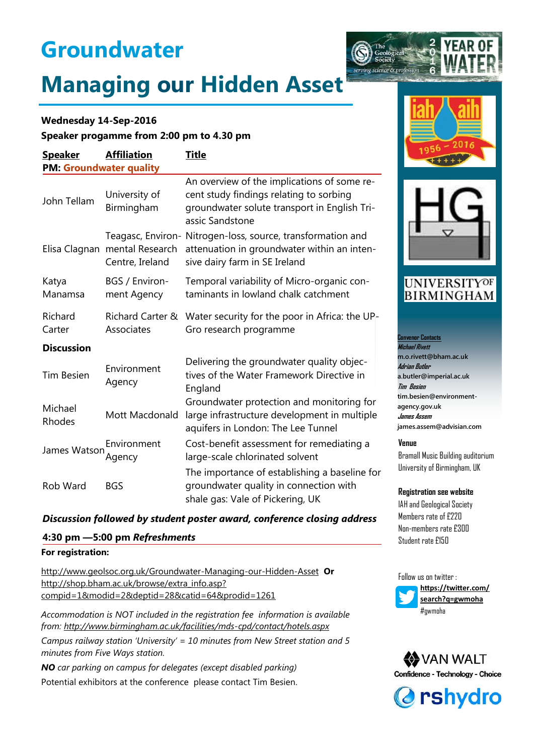# Groundwater

# Managing our Hidden Asset

**Wednesday 14-Sep-2016**

**Speaker progamme from 2:00 pm to 4.30 pm**

| Speaker | Affiliation | Title |
|---|---|---|
| **PM: Groundwater quality** | | |
| John Tellam | University of Birmingham | An overview of the implications of some recent study findings relating to sorbing groundwater solute transport in English Triassic Sandstone |
| Elisa Clagnan | Teagasc, Environmental Research Centre, Ireland | Nitrogen-loss, source, transformation and attenuation in groundwater within an intensive dairy farm in SE Ireland |
| Katya Manamsa | BGS / Environment Agency | Temporal variability of Micro-organic contaminants in lowland chalk catchment |
| Richard Carter | Richard Carter & Associates | Water security for the poor in Africa: the UPGro research programme |
| **Discussion** | | |
| Tim Besien | Environment Agency | Delivering the groundwater quality objectives of the Water Framework Directive in England |
| Michael Rhodes | Mott Macdonald | Groundwater protection and monitoring for large infrastructure development in multiple aquifers in London: The Lee Tunnel |
| James Watson | Environment Agency | Cost-benefit assessment for remediating a large-scale chlorinated solvent |
| Rob Ward | BGS | The importance of establishing a baseline for groundwater quality in connection with shale gas: Vale of Pickering, UK |

***Discussion followed by student poster award, conference closing address***

**4:30 pm —5:00 pm *Refreshments***

**For registration:**

http://www.geolsoc.org.uk/Groundwater-Managing-our-Hidden-Asset **Or** http://shop.bham.ac.uk/browse/extra_info.asp?compid=1&modid=2&deptid=28&catid=64&prodid=1261

*Accommodation is NOT included in the registration fee information is available from: http://www.birmingham.ac.uk/facilities/mds-cpd/contact/hotels.aspx*

*Campus railway station 'University' = 10 minutes from New Street station and 5 minutes from Five Ways station.*

***NO** car parking on campus for delegates (except disabled parking)*

Potential exhibitors at the conference please contact Tim Besien.

**Convenor Contacts**

*Michael Rivett*
m.o.rivett@bham.ac.uk

*Adrian Butler*
a.butler@imperial.ac.uk

*Tim Besien*
tim.besien@environment-agency.gov.uk

*James Assem*
james.assem@advisian.com

**Venue**

Bramall Music Building auditorium
University of Birmingham, UK

**Registration see website**

IAH and Geological Society
Members rate of £220
Non-members rate £300
Student rate £150

Follow us on twitter :
**https://twitter.com/search?q=gwmoha**
#gwmoha